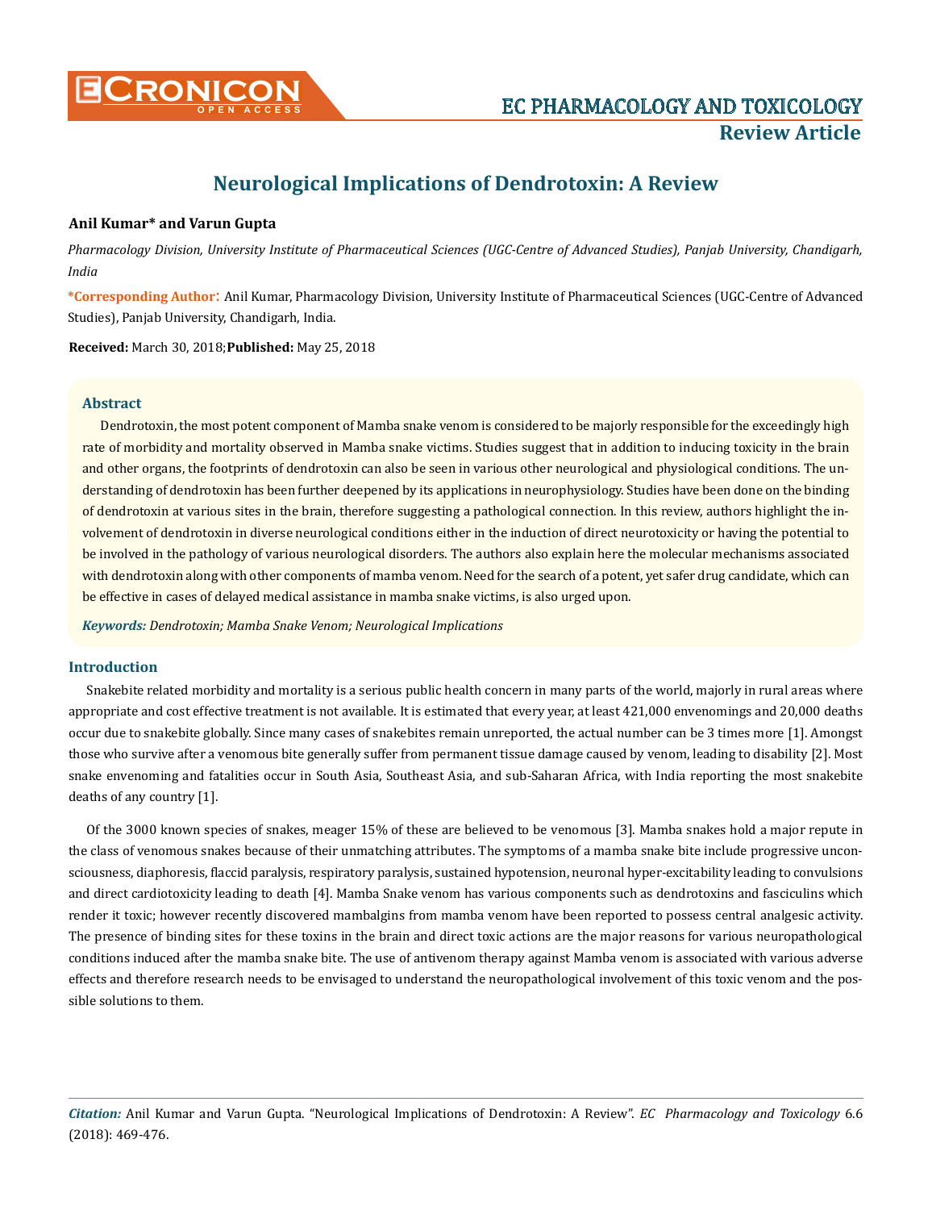# Neurological Implications of Dendrotoxin: A Review

**Anil Kumar* and Varun Gupta**

*Pharmacology Division, University Institute of Pharmaceutical Sciences (UGC-Centre of Advanced Studies), Panjab University, Chandigarh, India*

***Corresponding Author:** Anil Kumar, Pharmacology Division, University Institute of Pharmaceutical Sciences (UGC-Centre of Advanced Studies), Panjab University, Chandigarh, India.

**Received:** March 30, 2018; **Published:** May 25, 2018

## Abstract

Dendrotoxin, the most potent component of Mamba snake venom is considered to be majorly responsible for the exceedingly high rate of morbidity and mortality observed in Mamba snake victims. Studies suggest that in addition to inducing toxicity in the brain and other organs, the footprints of dendrotoxin can also be seen in various other neurological and physiological conditions. The understanding of dendrotoxin has been further deepened by its applications in neurophysiology. Studies have been done on the binding of dendrotoxin at various sites in the brain, therefore suggesting a pathological connection. In this review, authors highlight the involvement of dendrotoxin in diverse neurological conditions either in the induction of direct neurotoxicity or having the potential to be involved in the pathology of various neurological disorders. The authors also explain here the molecular mechanisms associated with dendrotoxin along with other components of mamba venom. Need for the search of a potent, yet safer drug candidate, which can be effective in cases of delayed medical assistance in mamba snake victims, is also urged upon.

***Keywords:** Dendrotoxin; Mamba Snake Venom; Neurological Implications*

## Introduction

Snakebite related morbidity and mortality is a serious public health concern in many parts of the world, majorly in rural areas where appropriate and cost effective treatment is not available. It is estimated that every year, at least 421,000 envenomings and 20,000 deaths occur due to snakebite globally. Since many cases of snakebites remain unreported, the actual number can be 3 times more [1]. Amongst those who survive after a venomous bite generally suffer from permanent tissue damage caused by venom, leading to disability [2]. Most snake envenoming and fatalities occur in South Asia, Southeast Asia, and sub-Saharan Africa, with India reporting the most snakebite deaths of any country [1].

Of the 3000 known species of snakes, meager 15% of these are believed to be venomous [3]. Mamba snakes hold a major repute in the class of venomous snakes because of their unmatching attributes. The symptoms of a mamba snake bite include progressive unconsciousness, diaphoresis, flaccid paralysis, respiratory paralysis, sustained hypotension, neuronal hyper-excitability leading to convulsions and direct cardiotoxicity leading to death [4]. Mamba Snake venom has various components such as dendrotoxins and fasciculins which render it toxic; however recently discovered mambalgins from mamba venom have been reported to possess central analgesic activity. The presence of binding sites for these toxins in the brain and direct toxic actions are the major reasons for various neuropathological conditions induced after the mamba snake bite. The use of antivenom therapy against Mamba venom is associated with various adverse effects and therefore research needs to be envisaged to understand the neuropathological involvement of this toxic venom and the possible solutions to them.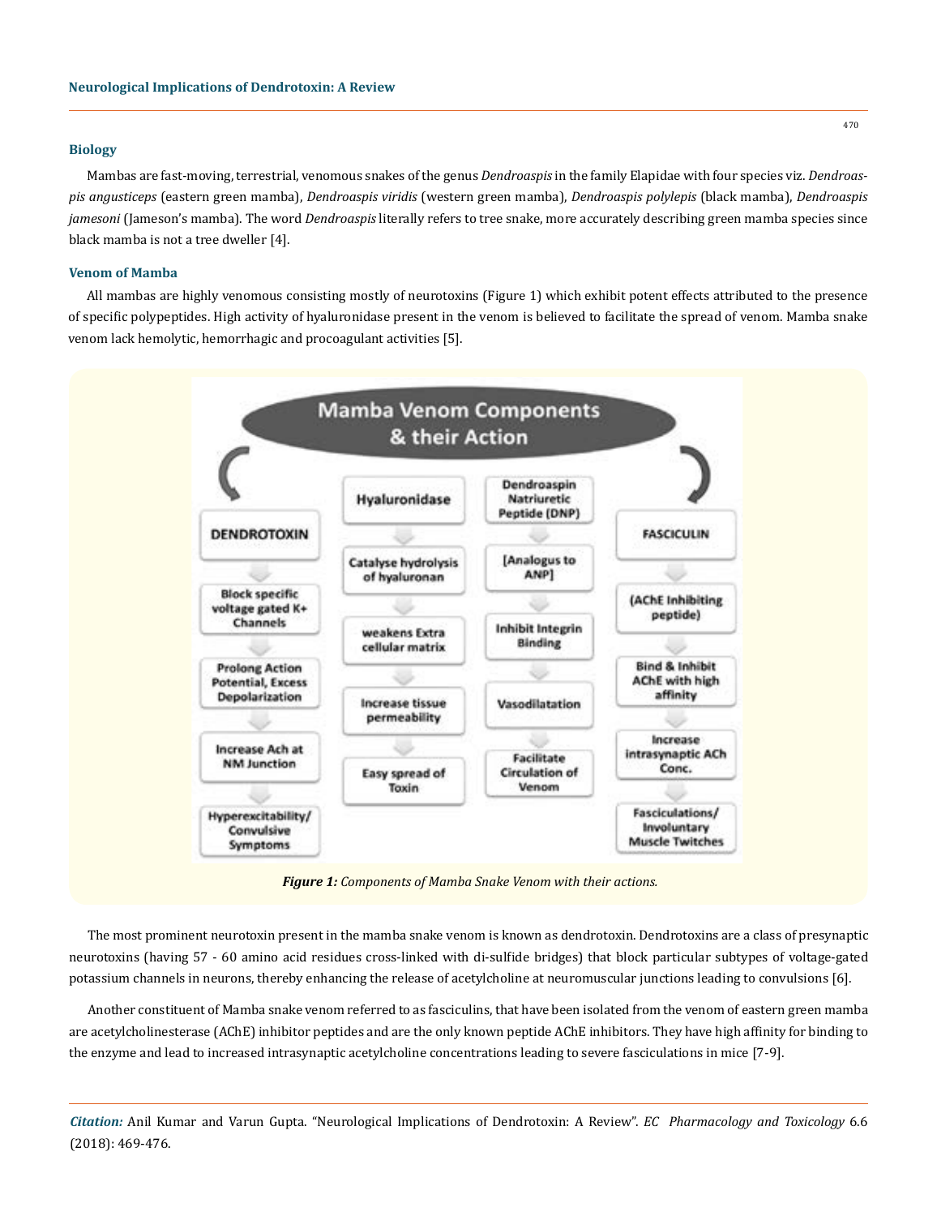## Biology

Mambas are fast-moving, terrestrial, venomous snakes of the genus *Dendroaspis* in the family Elapidae with four species viz. *Dendroaspis angusticeps* (eastern green mamba), *Dendroaspis viridis* (western green mamba), *Dendroaspis polylepis* (black mamba), *Dendroaspis jamesoni* (Jameson's mamba). The word *Dendroaspis* literally refers to tree snake, more accurately describing green mamba species since black mamba is not a tree dweller [4].

## Venom of Mamba

All mambas are highly venomous consisting mostly of neurotoxins (Figure 1) which exhibit potent effects attributed to the presence of specific polypeptides. High activity of hyaluronidase present in the venom is believed to facilitate the spread of venom. Mamba snake venom lack hemolytic, hemorrhagic and procoagulant activities [5].

**Mamba Venom Components & their Action**

| DENDROTOXIN | Hyaluronidase | Dendroaspin Natriuretic Peptide (DNP) | FASCICULIN |
|---|---|---|---|
| Block specific voltage gated K+ Channels | Catalyse hydrolysis of hyaluronan | [Analogus to ANP] | (AChE Inhibiting peptide) |
| Prolong Action Potential, Excess Depolarization | weakens Extra cellular matrix | Inhibit Integrin Binding | Bind & Inhibit AChE with high affinity |
| Increase Ach at NM Junction | Increase tissue permeability | Vasodilatation | Increase intrasynaptic ACh Conc. |
| Hyperexcitability/ Convulsive Symptoms | Easy spread of Toxin | Facilitate Circulation of Venom | Fasciculations/ Involuntary Muscle Twitches |

***Figure 1:*** *Components of Mamba Snake Venom with their actions.*

The most prominent neurotoxin present in the mamba snake venom is known as dendrotoxin. Dendrotoxins are a class of presynaptic neurotoxins (having 57 - 60 amino acid residues cross-linked with di-sulfide bridges) that block particular subtypes of voltage-gated potassium channels in neurons, thereby enhancing the release of acetylcholine at neuromuscular junctions leading to convulsions [6].

Another constituent of Mamba snake venom referred to as fasciculins, that have been isolated from the venom of eastern green mamba are acetylcholinesterase (AChE) inhibitor peptides and are the only known peptide AChE inhibitors. They have high affinity for binding to the enzyme and lead to increased intrasynaptic acetylcholine concentrations leading to severe fasciculations in mice [7-9].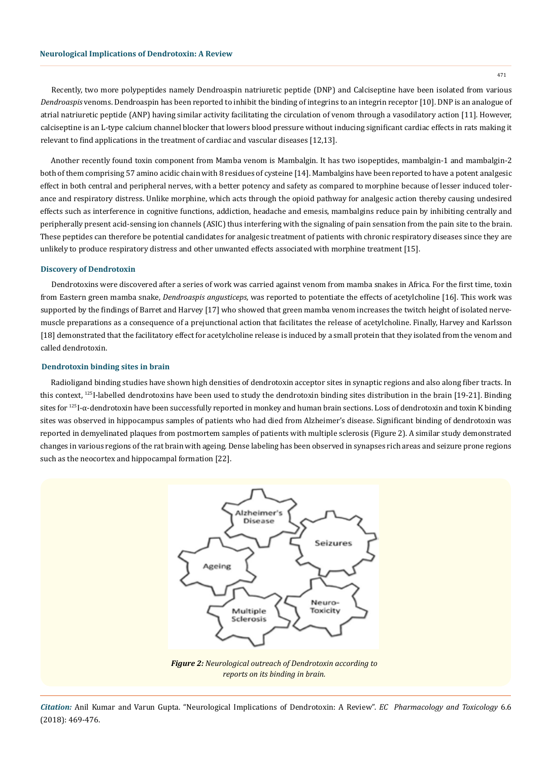Recently, two more polypeptides namely Dendroaspin natriuretic peptide (DNP) and Calciseptine have been isolated from various *Dendroaspis* venoms. Dendroaspin has been reported to inhibit the binding of integrins to an integrin receptor [10]. DNP is an analogue of atrial natriuretic peptide (ANP) having similar activity facilitating the circulation of venom through a vasodilatory action [11]. However, calciseptine is an L-type calcium channel blocker that lowers blood pressure without inducing significant cardiac effects in rats making it relevant to find applications in the treatment of cardiac and vascular diseases [12,13].

Another recently found toxin component from Mamba venom is Mambalgin. It has two isopeptides, mambalgin-1 and mambalgin-2 both of them comprising 57 amino acidic chain with 8 residues of cysteine [14]. Mambalgins have been reported to have a potent analgesic effect in both central and peripheral nerves, with a better potency and safety as compared to morphine because of lesser induced tolerance and respiratory distress. Unlike morphine, which acts through the opioid pathway for analgesic action thereby causing undesired effects such as interference in cognitive functions, addiction, headache and emesis, mambalgins reduce pain by inhibiting centrally and peripherally present acid-sensing ion channels (ASIC) thus interfering with the signaling of pain sensation from the pain site to the brain. These peptides can therefore be potential candidates for analgesic treatment of patients with chronic respiratory diseases since they are unlikely to produce respiratory distress and other unwanted effects associated with morphine treatment [15].

## Discovery of Dendrotoxin

Dendrotoxins were discovered after a series of work was carried against venom from mamba snakes in Africa. For the first time, toxin from Eastern green mamba snake, *Dendroaspis angusticeps*, was reported to potentiate the effects of acetylcholine [16]. This work was supported by the findings of Barret and Harvey [17] who showed that green mamba venom increases the twitch height of isolated nerve-muscle preparations as a consequence of a prejunctional action that facilitates the release of acetylcholine. Finally, Harvey and Karlsson [18] demonstrated that the facilitatory effect for acetylcholine release is induced by a small protein that they isolated from the venom and called dendrotoxin.

## Dendrotoxin binding sites in brain

Radioligand binding studies have shown high densities of dendrotoxin acceptor sites in synaptic regions and also along fiber tracts. In this context, $^{125}$I-labelled dendrotoxins have been used to study the dendrotoxin binding sites distribution in the brain [19-21]. Binding sites for $^{125}$I-α-dendrotoxin have been successfully reported in monkey and human brain sections. Loss of dendrotoxin and toxin K binding sites was observed in hippocampus samples of patients who had died from Alzheimer's disease. Significant binding of dendrotoxin was reported in demyelinated plaques from postmortem samples of patients with multiple sclerosis (Figure 2). A similar study demonstrated changes in various regions of the rat brain with ageing. Dense labeling has been observed in synapses rich areas and seizure prone regions such as the neocortex and hippocampal formation [22].

*Figure 2: Neurological outreach of Dendrotoxin according to reports on its binding in brain.*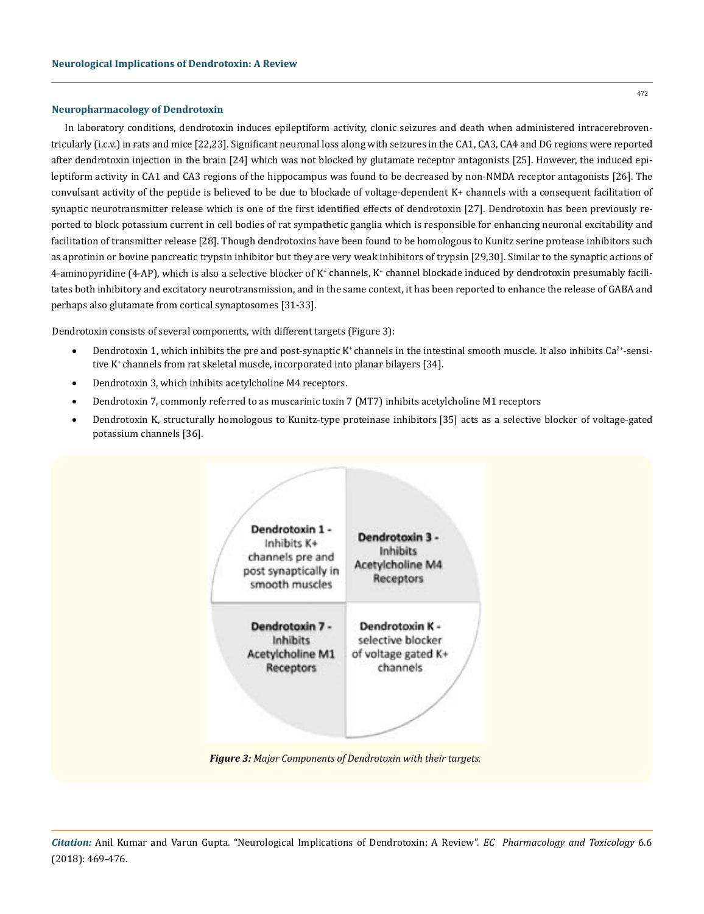## Neuropharmacology of Dendrotoxin

In laboratory conditions, dendrotoxin induces epileptiform activity, clonic seizures and death when administered intracerebroventricularly (i.c.v.) in rats and mice [22,23]. Significant neuronal loss along with seizures in the CA1, CA3, CA4 and DG regions were reported after dendrotoxin injection in the brain [24] which was not blocked by glutamate receptor antagonists [25]. However, the induced epileptiform activity in CA1 and CA3 regions of the hippocampus was found to be decreased by non-NMDA receptor antagonists [26]. The convulsant activity of the peptide is believed to be due to blockade of voltage-dependent K+ channels with a consequent facilitation of synaptic neurotransmitter release which is one of the first identified effects of dendrotoxin [27]. Dendrotoxin has been previously reported to block potassium current in cell bodies of rat sympathetic ganglia which is responsible for enhancing neuronal excitability and facilitation of transmitter release [28]. Though dendrotoxins have been found to be homologous to Kunitz serine protease inhibitors such as aprotinin or bovine pancreatic trypsin inhibitor but they are very weak inhibitors of trypsin [29,30]. Similar to the synaptic actions of 4-aminopyridine (4-AP), which is also a selective blocker of $K^+$ channels, $K^+$ channel blockade induced by dendrotoxin presumably facilitates both inhibitory and excitatory neurotransmission, and in the same context, it has been reported to enhance the release of GABA and perhaps also glutamate from cortical synaptosomes [31-33].

Dendrotoxin consists of several components, with different targets (Figure 3):

- Dendrotoxin 1, which inhibits the pre and post-synaptic $K^+$ channels in the intestinal smooth muscle. It also inhibits $Ca^{2+}$-sensitive $K^+$ channels from rat skeletal muscle, incorporated into planar bilayers [34].
- Dendrotoxin 3, which inhibits acetylcholine M4 receptors.
- Dendrotoxin 7, commonly referred to as muscarinic toxin 7 (MT7) inhibits acetylcholine M1 receptors
- Dendrotoxin K, structurally homologous to Kunitz-type proteinase inhibitors [35] acts as a selective blocker of voltage-gated potassium channels [36].

| Dendrotoxin 1 - Inhibits K+ channels pre and post synaptically in smooth muscles | Dendrotoxin 3 - Inhibits Acetylcholine M4 Receptors |
|---|---|
| **Dendrotoxin 7 -** Inhibits Acetylcholine M1 Receptors | **Dendrotoxin K -** selective blocker of voltage gated K+ channels |

***Figure 3:*** *Major Components of Dendrotoxin with their targets.*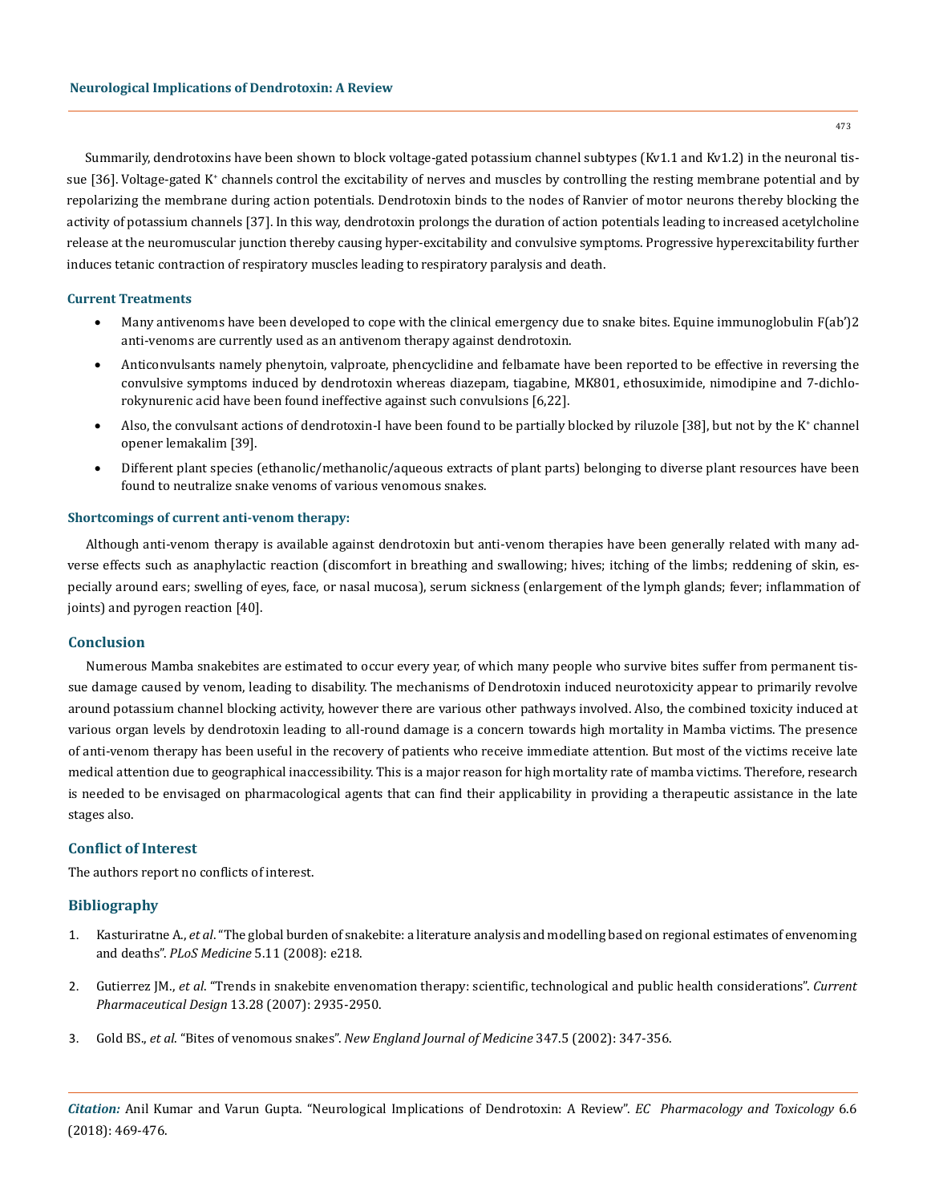Summarily, dendrotoxins have been shown to block voltage-gated potassium channel subtypes (Kv1.1 and Kv1.2) in the neuronal tissue [36]. Voltage-gated $K^+$ channels control the excitability of nerves and muscles by controlling the resting membrane potential and by repolarizing the membrane during action potentials. Dendrotoxin binds to the nodes of Ranvier of motor neurons thereby blocking the activity of potassium channels [37]. In this way, dendrotoxin prolongs the duration of action potentials leading to increased acetylcholine release at the neuromuscular junction thereby causing hyper-excitability and convulsive symptoms. Progressive hyperexcitability further induces tetanic contraction of respiratory muscles leading to respiratory paralysis and death.

### Current Treatments

- Many antivenoms have been developed to cope with the clinical emergency due to snake bites. Equine immunoglobulin F(ab')2 anti-venoms are currently used as an antivenom therapy against dendrotoxin.
- Anticonvulsants namely phenytoin, valproate, phencyclidine and felbamate have been reported to be effective in reversing the convulsive symptoms induced by dendrotoxin whereas diazepam, tiagabine, MK801, ethosuximide, nimodipine and 7-dichlorokynurenic acid have been found ineffective against such convulsions [6,22].
- Also, the convulsant actions of dendrotoxin-I have been found to be partially blocked by riluzole [38], but not by the $K^+$ channel opener lemakalim [39].
- Different plant species (ethanolic/methanolic/aqueous extracts of plant parts) belonging to diverse plant resources have been found to neutralize snake venoms of various venomous snakes.

### Shortcomings of current anti-venom therapy:

Although anti-venom therapy is available against dendrotoxin but anti-venom therapies have been generally related with many adverse effects such as anaphylactic reaction (discomfort in breathing and swallowing; hives; itching of the limbs; reddening of skin, especially around ears; swelling of eyes, face, or nasal mucosa), serum sickness (enlargement of the lymph glands; fever; inflammation of joints) and pyrogen reaction [40].

## Conclusion

Numerous Mamba snakebites are estimated to occur every year, of which many people who survive bites suffer from permanent tissue damage caused by venom, leading to disability. The mechanisms of Dendrotoxin induced neurotoxicity appear to primarily revolve around potassium channel blocking activity, however there are various other pathways involved. Also, the combined toxicity induced at various organ levels by dendrotoxin leading to all-round damage is a concern towards high mortality in Mamba victims. The presence of anti-venom therapy has been useful in the recovery of patients who receive immediate attention. But most of the victims receive late medical attention due to geographical inaccessibility. This is a major reason for high mortality rate of mamba victims. Therefore, research is needed to be envisaged on pharmacological agents that can find their applicability in providing a therapeutic assistance in the late stages also.

## Conflict of Interest

The authors report no conflicts of interest.

## Bibliography

1. Kasturiratne A., *et al*. "The global burden of snakebite: a literature analysis and modelling based on regional estimates of envenoming and deaths". *PLoS Medicine* 5.11 (2008): e218.
2. Gutierrez JM., *et al*. "Trends in snakebite envenomation therapy: scientific, technological and public health considerations". *Current Pharmaceutical Design* 13.28 (2007): 2935-2950.
3. Gold BS., *et al*. "Bites of venomous snakes". *New England Journal of Medicine* 347.5 (2002): 347-356.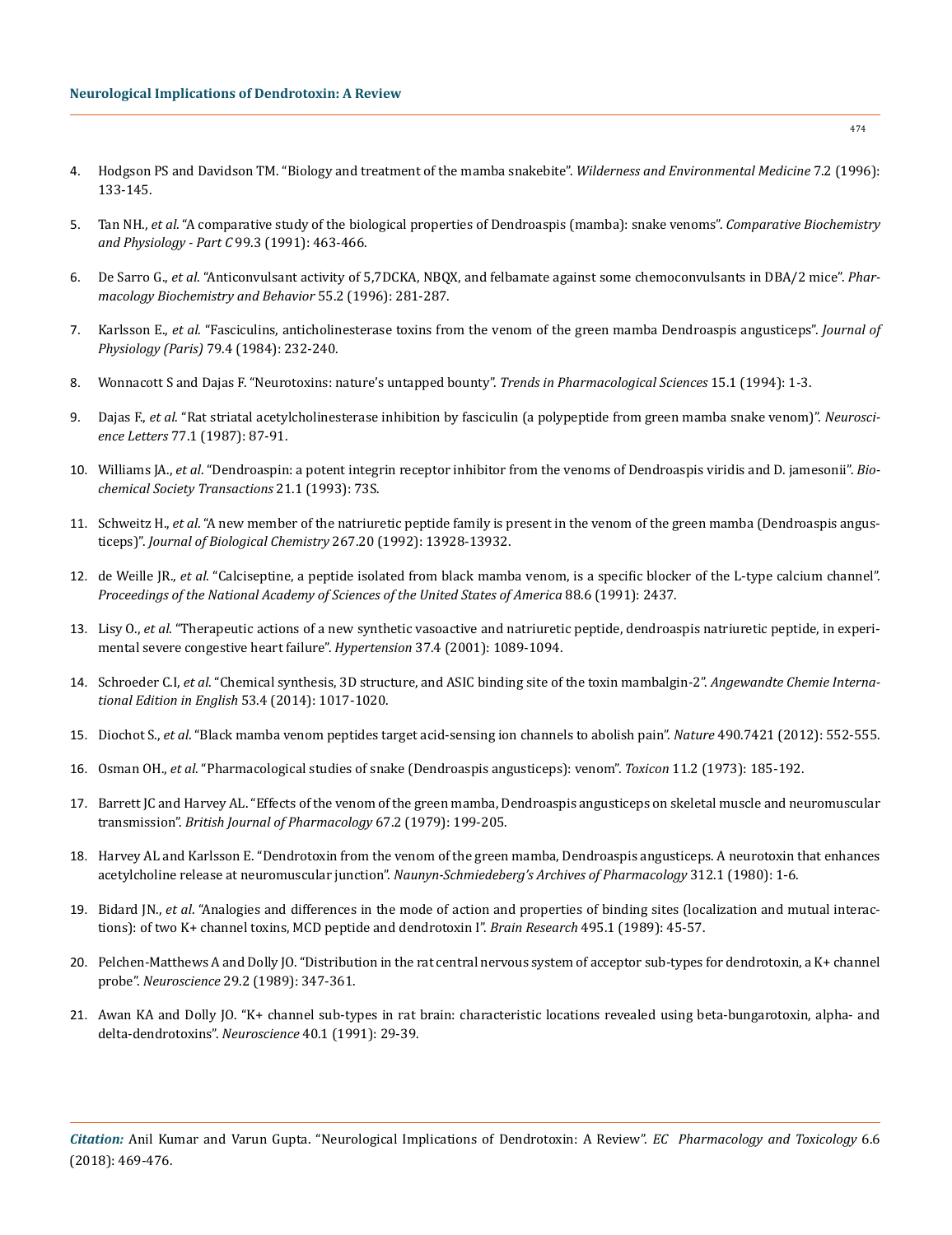4. Hodgson PS and Davidson TM. "Biology and treatment of the mamba snakebite". *Wilderness and Environmental Medicine* 7.2 (1996): 133-145.

5. Tan NH., *et al*. "A comparative study of the biological properties of Dendroaspis (mamba): snake venoms". *Comparative Biochemistry and Physiology - Part C* 99.3 (1991): 463-466.

6. De Sarro G., *et al*. "Anticonvulsant activity of 5,7DCKA, NBQX, and felbamate against some chemoconvulsants in DBA/2 mice". *Pharmacology Biochemistry and Behavior* 55.2 (1996): 281-287.

7. Karlsson E., *et al*. "Fasciculins, anticholinesterase toxins from the venom of the green mamba Dendroaspis angusticeps". *Journal of Physiology (Paris)* 79.4 (1984): 232-240.

8. Wonnacott S and Dajas F. "Neurotoxins: nature's untapped bounty". *Trends in Pharmacological Sciences* 15.1 (1994): 1-3.

9. Dajas F., *et al*. "Rat striatal acetylcholinesterase inhibition by fasciculin (a polypeptide from green mamba snake venom)". *Neuroscience Letters* 77.1 (1987): 87-91.

10. Williams JA., *et al*. "Dendroaspin: a potent integrin receptor inhibitor from the venoms of Dendroaspis viridis and D. jamesonii". *Biochemical Society Transactions* 21.1 (1993): 73S.

11. Schweitz H., *et al*. "A new member of the natriuretic peptide family is present in the venom of the green mamba (Dendroaspis angusticeps)". *Journal of Biological Chemistry* 267.20 (1992): 13928-13932.

12. de Weille JR., *et al*. "Calciseptine, a peptide isolated from black mamba venom, is a specific blocker of the L-type calcium channel". *Proceedings of the National Academy of Sciences of the United States of America* 88.6 (1991): 2437.

13. Lisy O., *et al*. "Therapeutic actions of a new synthetic vasoactive and natriuretic peptide, dendroaspis natriuretic peptide, in experimental severe congestive heart failure". *Hypertension* 37.4 (2001): 1089-1094.

14. Schroeder C.I, *et al*. "Chemical synthesis, 3D structure, and ASIC binding site of the toxin mambalgin-2". *Angewandte Chemie International Edition in English* 53.4 (2014): 1017-1020.

15. Diochot S., *et al*. "Black mamba venom peptides target acid-sensing ion channels to abolish pain". *Nature* 490.7421 (2012): 552-555.

16. Osman OH., *et al*. "Pharmacological studies of snake (Dendroaspis angusticeps): venom". *Toxicon* 11.2 (1973): 185-192.

17. Barrett JC and Harvey AL. "Effects of the venom of the green mamba, Dendroaspis angusticeps on skeletal muscle and neuromuscular transmission". *British Journal of Pharmacology* 67.2 (1979): 199-205.

18. Harvey AL and Karlsson E. "Dendrotoxin from the venom of the green mamba, Dendroaspis angusticeps. A neurotoxin that enhances acetylcholine release at neuromuscular junction". *Naunyn-Schmiedeberg's Archives of Pharmacology* 312.1 (1980): 1-6.

19. Bidard JN., *et al*. "Analogies and differences in the mode of action and properties of binding sites (localization and mutual interactions): of two K+ channel toxins, MCD peptide and dendrotoxin I". *Brain Research* 495.1 (1989): 45-57.

20. Pelchen-Matthews A and Dolly JO. "Distribution in the rat central nervous system of acceptor sub-types for dendrotoxin, a K+ channel probe". *Neuroscience* 29.2 (1989): 347-361.

21. Awan KA and Dolly JO. "K+ channel sub-types in rat brain: characteristic locations revealed using beta-bungarotoxin, alpha- and delta-dendrotoxins". *Neuroscience* 40.1 (1991): 29-39.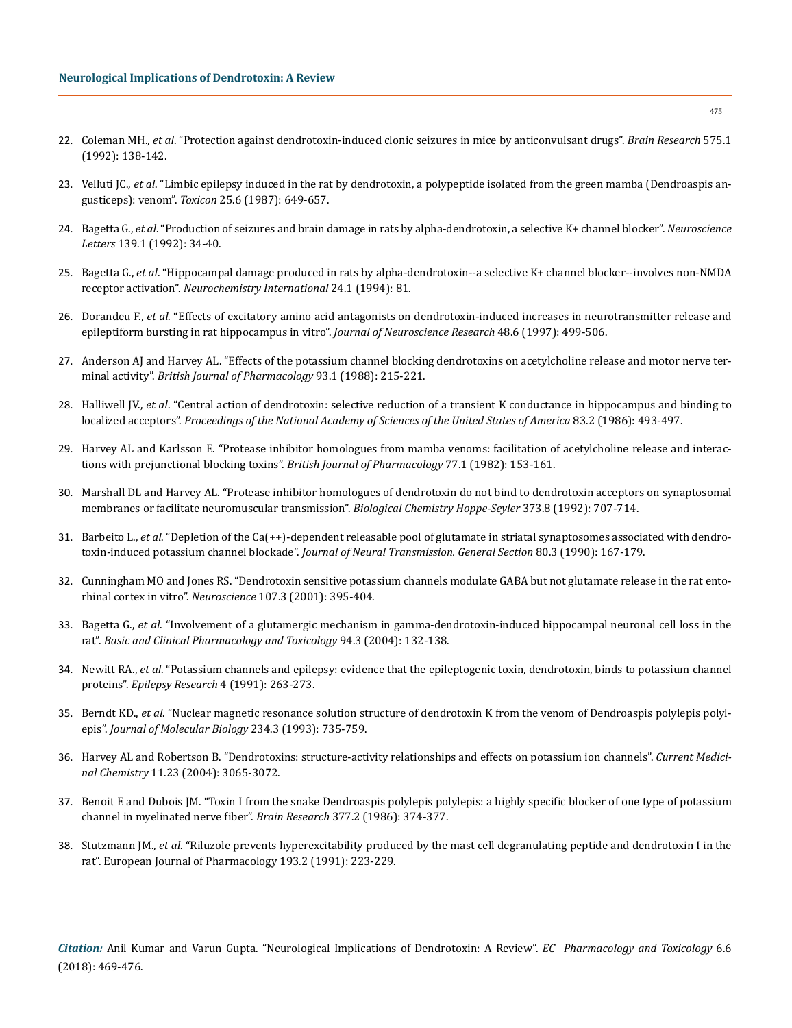22. Coleman MH., *et al*. "Protection against dendrotoxin-induced clonic seizures in mice by anticonvulsant drugs". *Brain Research* 575.1 (1992): 138-142.

23. Velluti JC., *et al*. "Limbic epilepsy induced in the rat by dendrotoxin, a polypeptide isolated from the green mamba (Dendroaspis angusticeps): venom". *Toxicon* 25.6 (1987): 649-657.

24. Bagetta G., *et al*. "Production of seizures and brain damage in rats by alpha-dendrotoxin, a selective K+ channel blocker". *Neuroscience Letters* 139.1 (1992): 34-40.

25. Bagetta G., *et al*. "Hippocampal damage produced in rats by alpha-dendrotoxin--a selective K+ channel blocker--involves non-NMDA receptor activation". *Neurochemistry International* 24.1 (1994): 81.

26. Dorandeu F., *et al*. "Effects of excitatory amino acid antagonists on dendrotoxin-induced increases in neurotransmitter release and epileptiform bursting in rat hippocampus in vitro". *Journal of Neuroscience Research* 48.6 (1997): 499-506.

27. Anderson AJ and Harvey AL. "Effects of the potassium channel blocking dendrotoxins on acetylcholine release and motor nerve terminal activity". *British Journal of Pharmacology* 93.1 (1988): 215-221.

28. Halliwell JV., *et al*. "Central action of dendrotoxin: selective reduction of a transient K conductance in hippocampus and binding to localized acceptors". *Proceedings of the National Academy of Sciences of the United States of America* 83.2 (1986): 493-497.

29. Harvey AL and Karlsson E. "Protease inhibitor homologues from mamba venoms: facilitation of acetylcholine release and interactions with prejunctional blocking toxins". *British Journal of Pharmacology* 77.1 (1982): 153-161.

30. Marshall DL and Harvey AL. "Protease inhibitor homologues of dendrotoxin do not bind to dendrotoxin acceptors on synaptosomal membranes or facilitate neuromuscular transmission". *Biological Chemistry Hoppe-Seyler* 373.8 (1992): 707-714.

31. Barbeito L., *et al*. "Depletion of the Ca(++)-dependent releasable pool of glutamate in striatal synaptosomes associated with dendrotoxin-induced potassium channel blockade". *Journal of Neural Transmission. General Section* 80.3 (1990): 167-179.

32. Cunningham MO and Jones RS. "Dendrotoxin sensitive potassium channels modulate GABA but not glutamate release in the rat entorhinal cortex in vitro". *Neuroscience* 107.3 (2001): 395-404.

33. Bagetta G., *et al*. "Involvement of a glutamergic mechanism in gamma-dendrotoxin-induced hippocampal neuronal cell loss in the rat". *Basic and Clinical Pharmacology and Toxicology* 94.3 (2004): 132-138.

34. Newitt RA., *et al*. "Potassium channels and epilepsy: evidence that the epileptogenic toxin, dendrotoxin, binds to potassium channel proteins". *Epilepsy Research* 4 (1991): 263-273.

35. Berndt KD., *et al*. "Nuclear magnetic resonance solution structure of dendrotoxin K from the venom of Dendroaspis polylepis polylepis". *Journal of Molecular Biology* 234.3 (1993): 735-759.

36. Harvey AL and Robertson B. "Dendrotoxins: structure-activity relationships and effects on potassium ion channels". *Current Medicinal Chemistry* 11.23 (2004): 3065-3072.

37. Benoit E and Dubois JM. "Toxin I from the snake Dendroaspis polylepis polylepis: a highly specific blocker of one type of potassium channel in myelinated nerve fiber". *Brain Research* 377.2 (1986): 374-377.

38. Stutzmann JM., *et al*. "Riluzole prevents hyperexcitability produced by the mast cell degranulating peptide and dendrotoxin I in the rat". European Journal of Pharmacology 193.2 (1991): 223-229.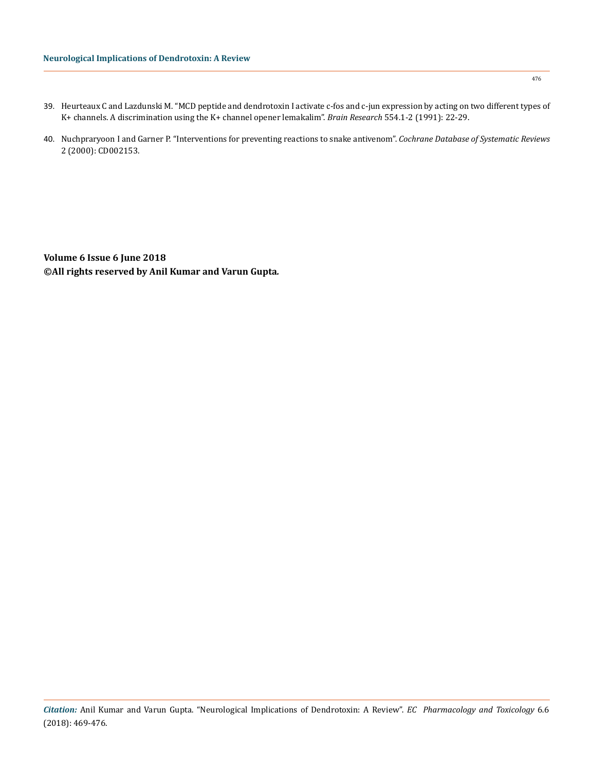39. Heurteaux C and Lazdunski M. "MCD peptide and dendrotoxin I activate c-fos and c-jun expression by acting on two different types of K+ channels. A discrimination using the K+ channel opener lemakalim". *Brain Research* 554.1-2 (1991): 22-29.

40. Nuchpraryoon I and Garner P. "Interventions for preventing reactions to snake antivenom". *Cochrane Database of Systematic Reviews* 2 (2000): CD002153.

**Volume 6 Issue 6 June 2018**
**©All rights reserved by Anil Kumar and Varun Gupta.**